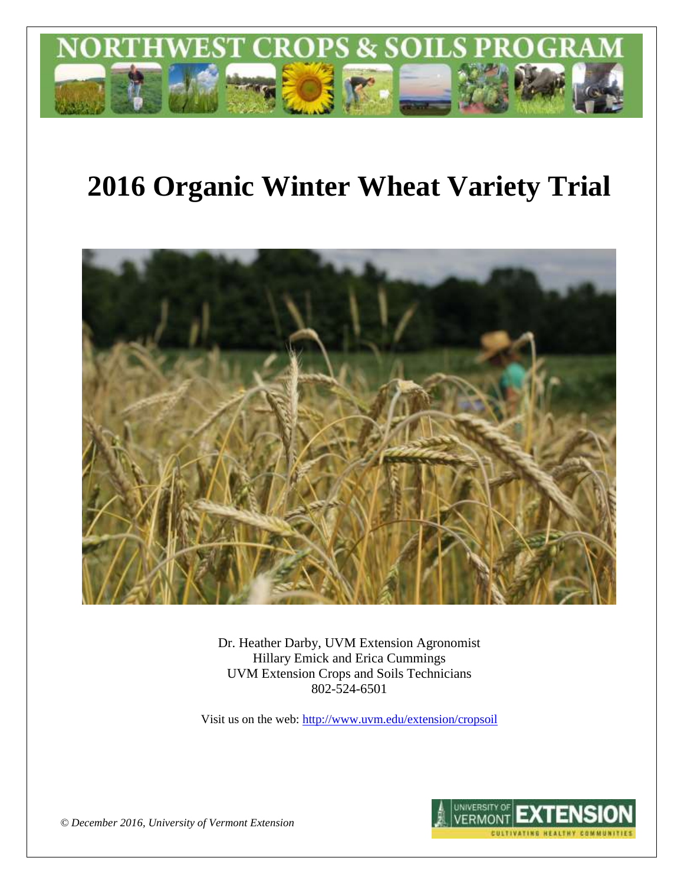NORTHWEST CROPS & SOILS PROGRAM

# 2016 Organic Winter Wheat Variety Trial

Dr. Heather Darby, UVM Extension Agronomist
Hillary Emick and Erica Cummings
UVM Extension Crops and Soils Technicians
802-524-6501

Visit us on the web: http://www.uvm.edu/extension/cropsoil

*© December 2016, University of Vermont Extension*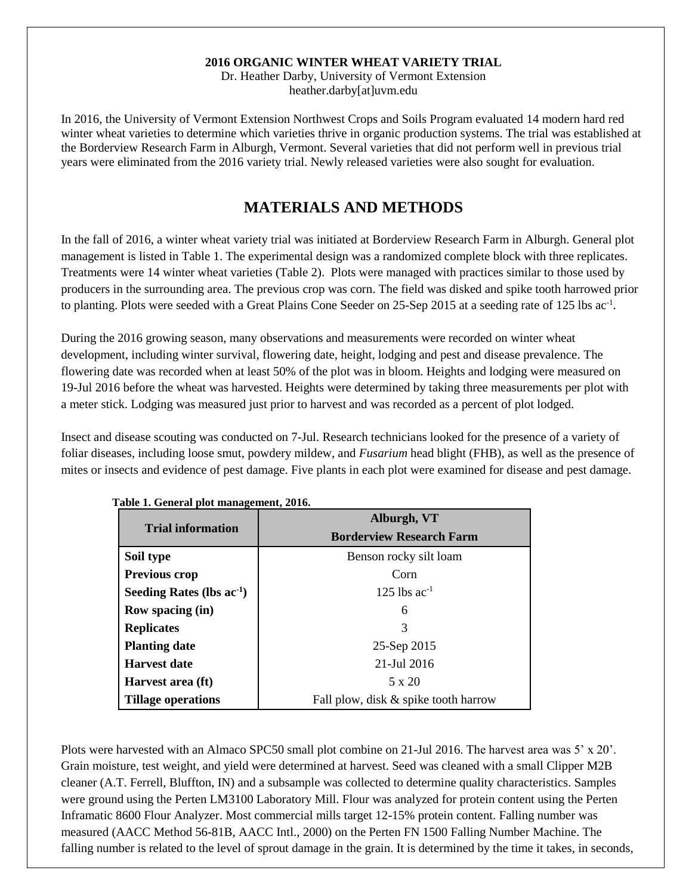**2016 ORGANIC WINTER WHEAT VARIETY TRIAL**

Dr. Heather Darby, University of Vermont Extension
heather.darby[at]uvm.edu

In 2016, the University of Vermont Extension Northwest Crops and Soils Program evaluated 14 modern hard red winter wheat varieties to determine which varieties thrive in organic production systems. The trial was established at the Borderview Research Farm in Alburgh, Vermont. Several varieties that did not perform well in previous trial years were eliminated from the 2016 variety trial. Newly released varieties were also sought for evaluation.

# MATERIALS AND METHODS

In the fall of 2016, a winter wheat variety trial was initiated at Borderview Research Farm in Alburgh. General plot management is listed in Table 1. The experimental design was a randomized complete block with three replicates. Treatments were 14 winter wheat varieties (Table 2). Plots were managed with practices similar to those used by producers in the surrounding area. The previous crop was corn. The field was disked and spike tooth harrowed prior to planting. Plots were seeded with a Great Plains Cone Seeder on 25-Sep 2015 at a seeding rate of 125 lbs $ac^{-1}$.

During the 2016 growing season, many observations and measurements were recorded on winter wheat development, including winter survival, flowering date, height, lodging and pest and disease prevalence. The flowering date was recorded when at least 50% of the plot was in bloom. Heights and lodging were measured on 19-Jul 2016 before the wheat was harvested. Heights were determined by taking three measurements per plot with a meter stick. Lodging was measured just prior to harvest and was recorded as a percent of plot lodged.

Insect and disease scouting was conducted on 7-Jul. Research technicians looked for the presence of a variety of foliar diseases, including loose smut, powdery mildew, and *Fusarium* head blight (FHB), as well as the presence of mites or insects and evidence of pest damage. Five plants in each plot were examined for disease and pest damage.

**Table 1. General plot management, 2016.**

| Trial information | Alburgh, VT Borderview Research Farm |
|---|---|
| **Soil type** | Benson rocky silt loam |
| **Previous crop** | Corn |
| **Seeding Rates (lbs $ac^{-1}$)** | 125 lbs $ac^{-1}$ |
| **Row spacing (in)** | 6 |
| **Replicates** | 3 |
| **Planting date** | 25-Sep 2015 |
| **Harvest date** | 21-Jul 2016 |
| **Harvest area (ft)** | 5 x 20 |
| **Tillage operations** | Fall plow, disk & spike tooth harrow |

Plots were harvested with an Almaco SPC50 small plot combine on 21-Jul 2016. The harvest area was 5' x 20'. Grain moisture, test weight, and yield were determined at harvest. Seed was cleaned with a small Clipper M2B cleaner (A.T. Ferrell, Bluffton, IN) and a subsample was collected to determine quality characteristics. Samples were ground using the Perten LM3100 Laboratory Mill. Flour was analyzed for protein content using the Perten Inframatic 8600 Flour Analyzer. Most commercial mills target 12-15% protein content. Falling number was measured (AACC Method 56-81B, AACC Intl., 2000) on the Perten FN 1500 Falling Number Machine. The falling number is related to the level of sprout damage in the grain. It is determined by the time it takes, in seconds,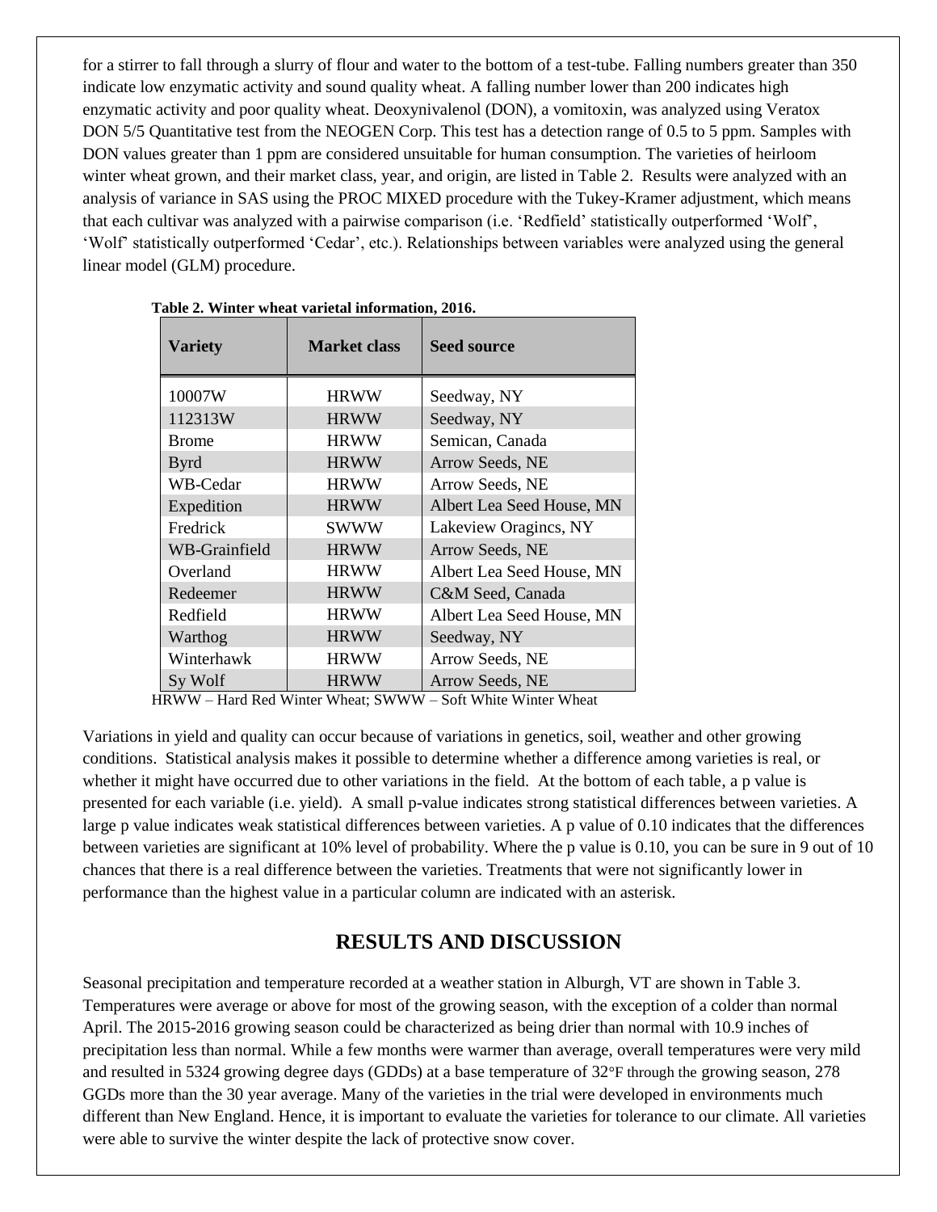for a stirrer to fall through a slurry of flour and water to the bottom of a test-tube. Falling numbers greater than 350 indicate low enzymatic activity and sound quality wheat. A falling number lower than 200 indicates high enzymatic activity and poor quality wheat. Deoxynivalenol (DON), a vomitoxin, was analyzed using Veratox DON 5/5 Quantitative test from the NEOGEN Corp. This test has a detection range of 0.5 to 5 ppm. Samples with DON values greater than 1 ppm are considered unsuitable for human consumption. The varieties of heirloom winter wheat grown, and their market class, year, and origin, are listed in Table 2. Results were analyzed with an analysis of variance in SAS using the PROC MIXED procedure with the Tukey-Kramer adjustment, which means that each cultivar was analyzed with a pairwise comparison (i.e. 'Redfield' statistically outperformed 'Wolf', 'Wolf' statistically outperformed 'Cedar', etc.). Relationships between variables were analyzed using the general linear model (GLM) procedure.

**Table 2. Winter wheat varietal information, 2016.**

| Variety | Market class | Seed source |
|---|---|---|
| 10007W | HRWW | Seedway, NY |
| 112313W | HRWW | Seedway, NY |
| Brome | HRWW | Semican, Canada |
| Byrd | HRWW | Arrow Seeds, NE |
| WB-Cedar | HRWW | Arrow Seeds, NE |
| Expedition | HRWW | Albert Lea Seed House, MN |
| Fredrick | SWWW | Lakeview Oragincs, NY |
| WB-Grainfield | HRWW | Arrow Seeds, NE |
| Overland | HRWW | Albert Lea Seed House, MN |
| Redeemer | HRWW | C&M Seed, Canada |
| Redfield | HRWW | Albert Lea Seed House, MN |
| Warthog | HRWW | Seedway, NY |
| Winterhawk | HRWW | Arrow Seeds, NE |
| Sy Wolf | HRWW | Arrow Seeds, NE |

HRWW – Hard Red Winter Wheat; SWWW – Soft White Winter Wheat

Variations in yield and quality can occur because of variations in genetics, soil, weather and other growing conditions. Statistical analysis makes it possible to determine whether a difference among varieties is real, or whether it might have occurred due to other variations in the field. At the bottom of each table, a p value is presented for each variable (i.e. yield). A small p-value indicates strong statistical differences between varieties. A large p value indicates weak statistical differences between varieties. A p value of 0.10 indicates that the differences between varieties are significant at 10% level of probability. Where the p value is 0.10, you can be sure in 9 out of 10 chances that there is a real difference between the varieties. Treatments that were not significantly lower in performance than the highest value in a particular column are indicated with an asterisk.

## RESULTS AND DISCUSSION

Seasonal precipitation and temperature recorded at a weather station in Alburgh, VT are shown in Table 3. Temperatures were average or above for most of the growing season, with the exception of a colder than normal April. The 2015-2016 growing season could be characterized as being drier than normal with 10.9 inches of precipitation less than normal. While a few months were warmer than average, overall temperatures were very mild and resulted in 5324 growing degree days (GDDs) at a base temperature of 32°F through the growing season, 278 GGDs more than the 30 year average. Many of the varieties in the trial were developed in environments much different than New England. Hence, it is important to evaluate the varieties for tolerance to our climate. All varieties were able to survive the winter despite the lack of protective snow cover.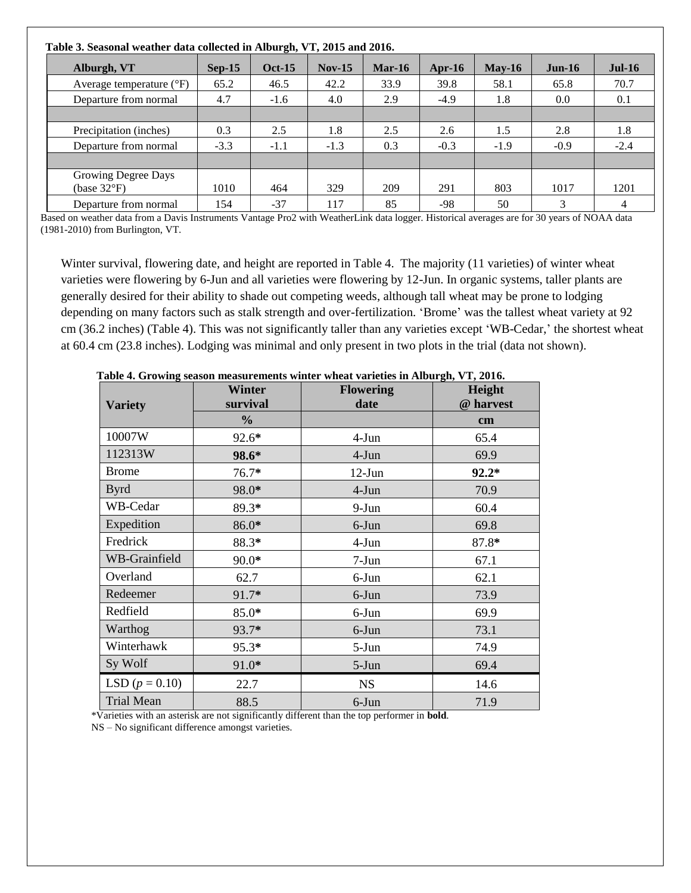**Table 3. Seasonal weather data collected in Alburgh, VT, 2015 and 2016.**

| Alburgh, VT | Sep-15 | Oct-15 | Nov-15 | Mar-16 | Apr-16 | May-16 | Jun-16 | Jul-16 |
|---|---|---|---|---|---|---|---|---|
| Average temperature (°F) | 65.2 | 46.5 | 42.2 | 33.9 | 39.8 | 58.1 | 65.8 | 70.7 |
| Departure from normal | 4.7 | -1.6 | 4.0 | 2.9 | -4.9 | 1.8 | 0.0 | 0.1 |
| | | | | | | | | |
| Precipitation (inches) | 0.3 | 2.5 | 1.8 | 2.5 | 2.6 | 1.5 | 2.8 | 1.8 |
| Departure from normal | -3.3 | -1.1 | -1.3 | 0.3 | -0.3 | -1.9 | -0.9 | -2.4 |
| | | | | | | | | |
| Growing Degree Days (base 32°F) | 1010 | 464 | 329 | 209 | 291 | 803 | 1017 | 1201 |
| Departure from normal | 154 | -37 | 117 | 85 | -98 | 50 | 3 | 4 |

Based on weather data from a Davis Instruments Vantage Pro2 with WeatherLink data logger. Historical averages are for 30 years of NOAA data (1981-2010) from Burlington, VT.

Winter survival, flowering date, and height are reported in Table 4. The majority (11 varieties) of winter wheat varieties were flowering by 6-Jun and all varieties were flowering by 12-Jun. In organic systems, taller plants are generally desired for their ability to shade out competing weeds, although tall wheat may be prone to lodging depending on many factors such as stalk strength and over-fertilization. 'Brome' was the tallest wheat variety at 92 cm (36.2 inches) (Table 4). This was not significantly taller than any varieties except 'WB-Cedar,' the shortest wheat at 60.4 cm (23.8 inches). Lodging was minimal and only present in two plots in the trial (data not shown).

**Table 4. Growing season measurements winter wheat varieties in Alburgh, VT, 2016.**

| Variety | Winter survival | Flowering date | Height @ harvest |
|---|---|---|---|
| | % | | cm |
| 10007W | 92.6* | 4-Jun | 65.4 |
| 112313W | **98.6*** | 4-Jun | 69.9 |
| Brome | 76.7* | 12-Jun | **92.2*** |
| Byrd | 98.0* | 4-Jun | 70.9 |
| WB-Cedar | 89.3* | 9-Jun | 60.4 |
| Expedition | 86.0* | 6-Jun | 69.8 |
| Fredrick | 88.3* | 4-Jun | 87.8* |
| WB-Grainfield | 90.0* | 7-Jun | 67.1 |
| Overland | 62.7 | 6-Jun | 62.1 |
| Redeemer | 91.7* | 6-Jun | 73.9 |
| Redfield | 85.0* | 6-Jun | 69.9 |
| Warthog | 93.7* | 6-Jun | 73.1 |
| Winterhawk | 95.3* | 5-Jun | 74.9 |
| Sy Wolf | 91.0* | 5-Jun | 69.4 |
| LSD ($p$ = 0.10) | 22.7 | NS | 14.6 |
| Trial Mean | 88.5 | 6-Jun | 71.9 |

*Varieties with an asterisk are not significantly different than the top performer in **bold**.
NS – No significant difference amongst varieties.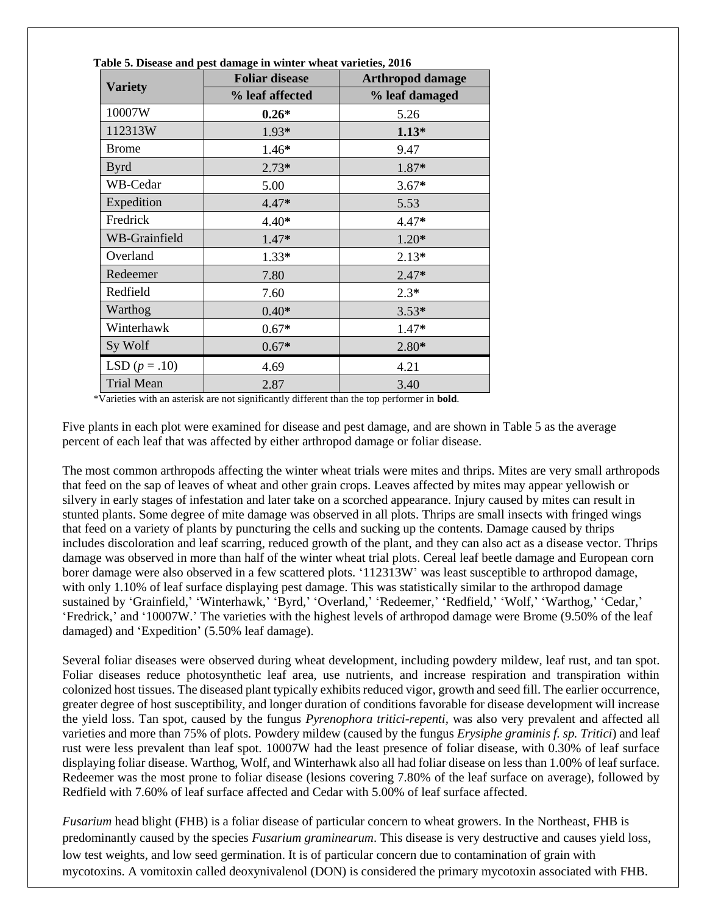**Table 5. Disease and pest damage in winter wheat varieties, 2016**

| Variety | Foliar disease | Arthropod damage |
|---|---|---|
| | % leaf affected | % leaf damaged |
| 10007W | **0.26*** | 5.26 |
| 112313W | 1.93* | **1.13*** |
| Brome | 1.46* | 9.47 |
| Byrd | 2.73* | 1.87* |
| WB-Cedar | 5.00 | 3.67* |
| Expedition | 4.47* | 5.53 |
| Fredrick | 4.40* | 4.47* |
| WB-Grainfield | 1.47* | 1.20* |
| Overland | 1.33* | 2.13* |
| Redeemer | 7.80 | 2.47* |
| Redfield | 7.60 | 2.3* |
| Warthog | 0.40* | 3.53* |
| Winterhawk | 0.67* | 1.47* |
| Sy Wolf | 0.67* | 2.80* |
| LSD ($p$ = .10) | 4.69 | 4.21 |
| Trial Mean | 2.87 | 3.40 |

*Varieties with an asterisk are not significantly different than the top performer in **bold**.

Five plants in each plot were examined for disease and pest damage, and are shown in Table 5 as the average percent of each leaf that was affected by either arthropod damage or foliar disease.

The most common arthropods affecting the winter wheat trials were mites and thrips. Mites are very small arthropods that feed on the sap of leaves of wheat and other grain crops. Leaves affected by mites may appear yellowish or silvery in early stages of infestation and later take on a scorched appearance. Injury caused by mites can result in stunted plants. Some degree of mite damage was observed in all plots. Thrips are small insects with fringed wings that feed on a variety of plants by puncturing the cells and sucking up the contents. Damage caused by thrips includes discoloration and leaf scarring, reduced growth of the plant, and they can also act as a disease vector. Thrips damage was observed in more than half of the winter wheat trial plots. Cereal leaf beetle damage and European corn borer damage were also observed in a few scattered plots. '112313W' was least susceptible to arthropod damage, with only 1.10% of leaf surface displaying pest damage. This was statistically similar to the arthropod damage sustained by 'Grainfield,' 'Winterhawk,' 'Byrd,' 'Overland,' 'Redeemer,' 'Redfield,' 'Wolf,' 'Warthog,' 'Cedar,' 'Fredrick,' and '10007W.' The varieties with the highest levels of arthropod damage were Brome (9.50% of the leaf damaged) and 'Expedition' (5.50% leaf damage).

Several foliar diseases were observed during wheat development, including powdery mildew, leaf rust, and tan spot. Foliar diseases reduce photosynthetic leaf area, use nutrients, and increase respiration and transpiration within colonized host tissues. The diseased plant typically exhibits reduced vigor, growth and seed fill. The earlier occurrence, greater degree of host susceptibility, and longer duration of conditions favorable for disease development will increase the yield loss. Tan spot, caused by the fungus *Pyrenophora tritici-repenti*, was also very prevalent and affected all varieties and more than 75% of plots. Powdery mildew (caused by the fungus *Erysiphe graminis f. sp. Tritici*) and leaf rust were less prevalent than leaf spot. 10007W had the least presence of foliar disease, with 0.30% of leaf surface displaying foliar disease. Warthog, Wolf, and Winterhawk also all had foliar disease on less than 1.00% of leaf surface. Redeemer was the most prone to foliar disease (lesions covering 7.80% of the leaf surface on average), followed by Redfield with 7.60% of leaf surface affected and Cedar with 5.00% of leaf surface affected.

*Fusarium* head blight (FHB) is a foliar disease of particular concern to wheat growers. In the Northeast, FHB is predominantly caused by the species *Fusarium graminearum*. This disease is very destructive and causes yield loss, low test weights, and low seed germination. It is of particular concern due to contamination of grain with mycotoxins. A vomitoxin called deoxynivalenol (DON) is considered the primary mycotoxin associated with FHB.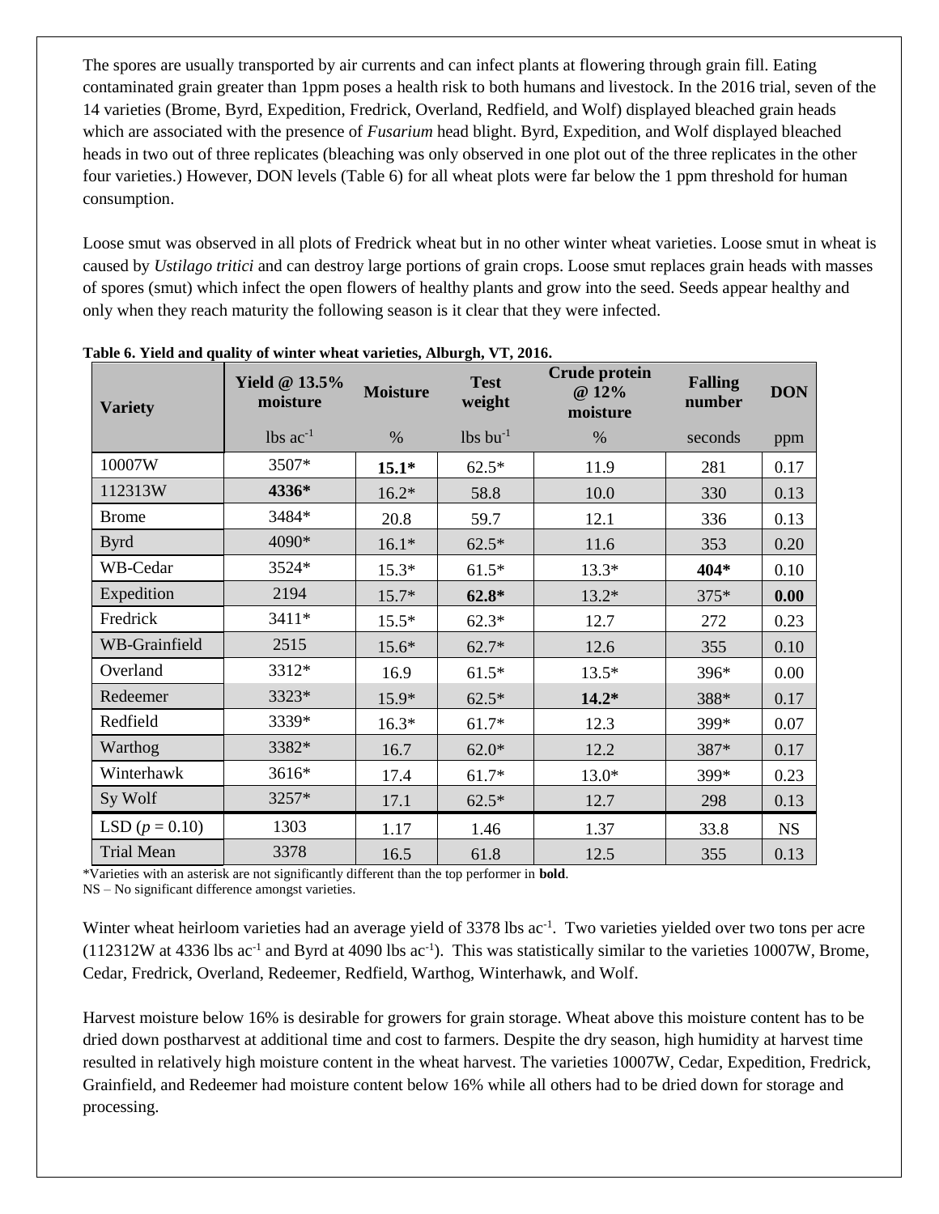The spores are usually transported by air currents and can infect plants at flowering through grain fill. Eating contaminated grain greater than 1ppm poses a health risk to both humans and livestock. In the 2016 trial, seven of the 14 varieties (Brome, Byrd, Expedition, Fredrick, Overland, Redfield, and Wolf) displayed bleached grain heads which are associated with the presence of *Fusarium* head blight. Byrd, Expedition, and Wolf displayed bleached heads in two out of three replicates (bleaching was only observed in one plot out of the three replicates in the other four varieties.) However, DON levels (Table 6) for all wheat plots were far below the 1 ppm threshold for human consumption.

Loose smut was observed in all plots of Fredrick wheat but in no other winter wheat varieties. Loose smut in wheat is caused by *Ustilago tritici* and can destroy large portions of grain crops. Loose smut replaces grain heads with masses of spores (smut) which infect the open flowers of healthy plants and grow into the seed. Seeds appear healthy and only when they reach maturity the following season is it clear that they were infected.

**Table 6. Yield and quality of winter wheat varieties, Alburgh, VT, 2016.**

| Variety | Yield @ 13.5% moisture | Moisture | Test weight | Crude protein @ 12% moisture | Falling number | DON |
|---|---|---|---|---|---|---|
| | lbs ac$^{-1}$ | % | lbs bu$^{-1}$ | % | seconds | ppm |
| 10007W | 3507* | **15.1*** | 62.5* | 11.9 | 281 | 0.17 |
| 112313W | **4336*** | 16.2* | 58.8 | 10.0 | 330 | 0.13 |
| Brome | 3484* | 20.8 | 59.7 | 12.1 | 336 | 0.13 |
| Byrd | 4090* | 16.1* | 62.5* | 11.6 | 353 | 0.20 |
| WB-Cedar | 3524* | 15.3* | 61.5* | 13.3* | **404*** | 0.10 |
| Expedition | 2194 | 15.7* | **62.8*** | 13.2* | 375* | **0.00** |
| Fredrick | 3411* | 15.5* | 62.3* | 12.7 | 272 | 0.23 |
| WB-Grainfield | 2515 | 15.6* | 62.7* | 12.6 | 355 | 0.10 |
| Overland | 3312* | 16.9 | 61.5* | 13.5* | 396* | 0.00 |
| Redeemer | 3323* | 15.9* | 62.5* | **14.2*** | 388* | 0.17 |
| Redfield | 3339* | 16.3* | 61.7* | 12.3 | 399* | 0.07 |
| Warthog | 3382* | 16.7 | 62.0* | 12.2 | 387* | 0.17 |
| Winterhawk | 3616* | 17.4 | 61.7* | 13.0* | 399* | 0.23 |
| Sy Wolf | 3257* | 17.1 | 62.5* | 12.7 | 298 | 0.13 |
| LSD ($p = 0.10$) | 1303 | 1.17 | 1.46 | 1.37 | 33.8 | NS |
| Trial Mean | 3378 | 16.5 | 61.8 | 12.5 | 355 | 0.13 |

*Varieties with an asterisk are not significantly different than the top performer in **bold**.
NS – No significant difference amongst varieties.

Winter wheat heirloom varieties had an average yield of 3378 lbs ac$^{-1}$. Two varieties yielded over two tons per acre (112312W at 4336 lbs ac$^{-1}$ and Byrd at 4090 lbs ac$^{-1}$). This was statistically similar to the varieties 10007W, Brome, Cedar, Fredrick, Overland, Redeemer, Redfield, Warthog, Winterhawk, and Wolf.

Harvest moisture below 16% is desirable for growers for grain storage. Wheat above this moisture content has to be dried down postharvest at additional time and cost to farmers. Despite the dry season, high humidity at harvest time resulted in relatively high moisture content in the wheat harvest. The varieties 10007W, Cedar, Expedition, Fredrick, Grainfield, and Redeemer had moisture content below 16% while all others had to be dried down for storage and processing.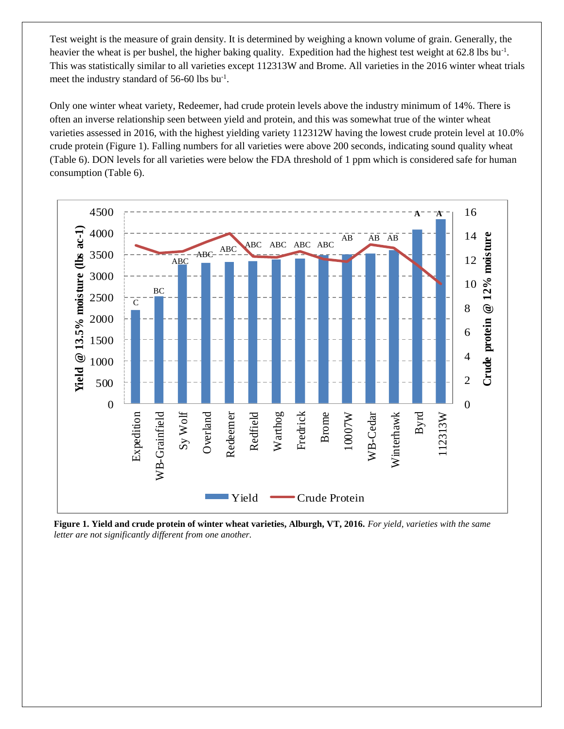Test weight is the measure of grain density. It is determined by weighing a known volume of grain. Generally, the heavier the wheat is per bushel, the higher baking quality. Expedition had the highest test weight at 62.8 lbs $bu^{-1}$. This was statistically similar to all varieties except 112313W and Brome. All varieties in the 2016 winter wheat trials meet the industry standard of 56-60 lbs $bu^{-1}$.

Only one winter wheat variety, Redeemer, had crude protein levels above the industry minimum of 14%. There is often an inverse relationship seen between yield and protein, and this was somewhat true of the winter wheat varieties assessed in 2016, with the highest yielding variety 112312W having the lowest crude protein level at 10.0% crude protein (Figure 1). Falling numbers for all varieties were above 200 seconds, indicating sound quality wheat (Table 6). DON levels for all varieties were below the FDA threshold of 1 ppm which is considered safe for human consumption (Table 6).

**Figure 1. Yield and crude protein of winter wheat varieties, Alburgh, VT, 2016.** *For yield, varieties with the same letter are not significantly different from one another.*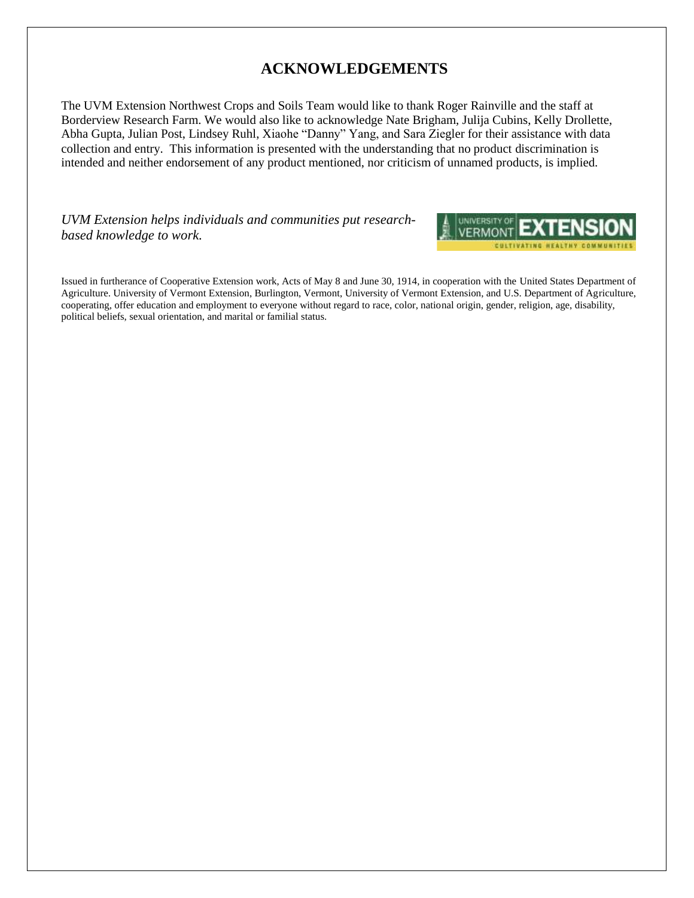## ACKNOWLEDGEMENTS

The UVM Extension Northwest Crops and Soils Team would like to thank Roger Rainville and the staff at Borderview Research Farm. We would also like to acknowledge Nate Brigham, Julija Cubins, Kelly Drollette, Abha Gupta, Julian Post, Lindsey Ruhl, Xiaohe "Danny" Yang, and Sara Ziegler for their assistance with data collection and entry. This information is presented with the understanding that no product discrimination is intended and neither endorsement of any product mentioned, nor criticism of unnamed products, is implied.

*UVM Extension helps individuals and communities put research-based knowledge to work.*

UNIVERSITY OF VERMONT EXTENSION
CULTIVATING HEALTHY COMMUNITIES

Issued in furtherance of Cooperative Extension work, Acts of May 8 and June 30, 1914, in cooperation with the United States Department of Agriculture. University of Vermont Extension, Burlington, Vermont, University of Vermont Extension, and U.S. Department of Agriculture, cooperating, offer education and employment to everyone without regard to race, color, national origin, gender, religion, age, disability, political beliefs, sexual orientation, and marital or familial status.